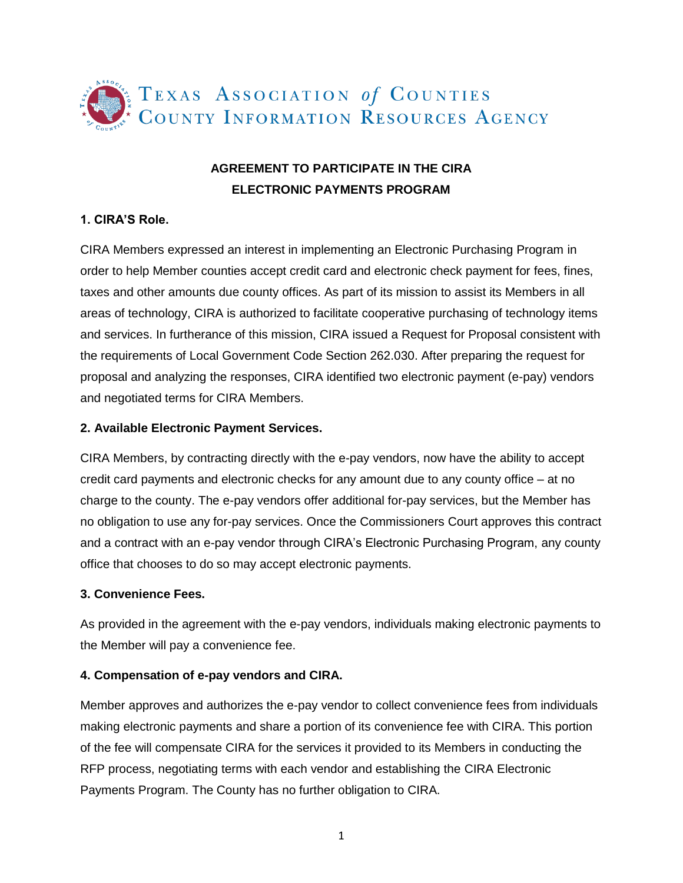TEXAS ASSOCIATION *of* COUNTIES
COUNTY INFORMATION RESOURCES AGENCY

**AGREEMENT TO PARTICIPATE IN THE CIRA ELECTRONIC PAYMENTS PROGRAM**

**1. CIRA'S Role.**

CIRA Members expressed an interest in implementing an Electronic Purchasing Program in order to help Member counties accept credit card and electronic check payment for fees, fines, taxes and other amounts due county offices. As part of its mission to assist its Members in all areas of technology, CIRA is authorized to facilitate cooperative purchasing of technology items and services. In furtherance of this mission, CIRA issued a Request for Proposal consistent with the requirements of Local Government Code Section 262.030. After preparing the request for proposal and analyzing the responses, CIRA identified two electronic payment (e-pay) vendors and negotiated terms for CIRA Members.

**2. Available Electronic Payment Services.**

CIRA Members, by contracting directly with the e-pay vendors, now have the ability to accept credit card payments and electronic checks for any amount due to any county office – at no charge to the county. The e-pay vendors offer additional for-pay services, but the Member has no obligation to use any for-pay services. Once the Commissioners Court approves this contract and a contract with an e-pay vendor through CIRA's Electronic Purchasing Program, any county office that chooses to do so may accept electronic payments.

**3. Convenience Fees.**

As provided in the agreement with the e-pay vendors, individuals making electronic payments to the Member will pay a convenience fee.

**4. Compensation of e-pay vendors and CIRA.**

Member approves and authorizes the e-pay vendor to collect convenience fees from individuals making electronic payments and share a portion of its convenience fee with CIRA. This portion of the fee will compensate CIRA for the services it provided to its Members in conducting the RFP process, negotiating terms with each vendor and establishing the CIRA Electronic Payments Program. The County has no further obligation to CIRA.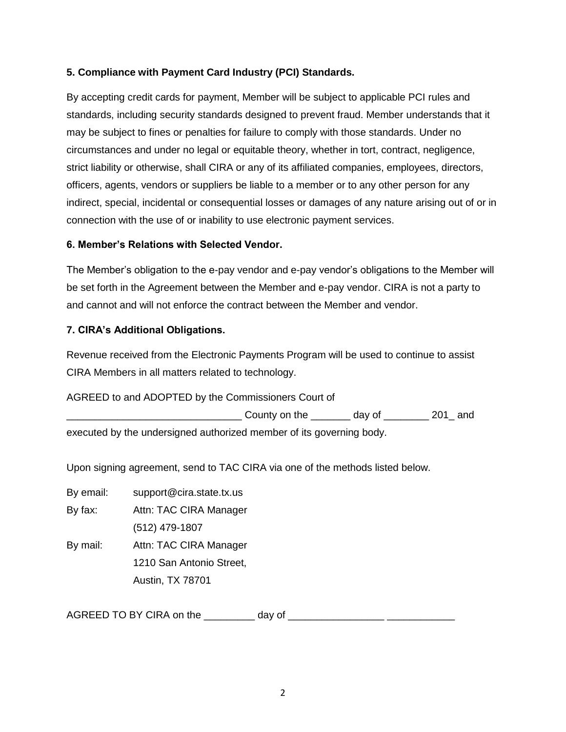**5. Compliance with Payment Card Industry (PCI) Standards.**

By accepting credit cards for payment, Member will be subject to applicable PCI rules and standards, including security standards designed to prevent fraud. Member understands that it may be subject to fines or penalties for failure to comply with those standards. Under no circumstances and under no legal or equitable theory, whether in tort, contract, negligence, strict liability or otherwise, shall CIRA or any of its affiliated companies, employees, directors, officers, agents, vendors or suppliers be liable to a member or to any other person for any indirect, special, incidental or consequential losses or damages of any nature arising out of or in connection with the use of or inability to use electronic payment services.

**6. Member's Relations with Selected Vendor.**

The Member's obligation to the e-pay vendor and e-pay vendor's obligations to the Member will be set forth in the Agreement between the Member and e-pay vendor. CIRA is not a party to and cannot and will not enforce the contract between the Member and vendor.

**7. CIRA's Additional Obligations.**

Revenue received from the Electronic Payments Program will be used to continue to assist CIRA Members in all matters related to technology.

AGREED to and ADOPTED by the Commissioners Court of _______________________________ County on the _______ day of ________ 201_ and executed by the undersigned authorized member of its governing body.

Upon signing agreement, send to TAC CIRA via one of the methods listed below.

By email: support@cira.state.tx.us

By fax: Attn: TAC CIRA Manager
(512) 479-1807

By mail: Attn: TAC CIRA Manager
1210 San Antonio Street,
Austin, TX 78701

AGREED TO BY CIRA on the _________ day of _________________ ____________